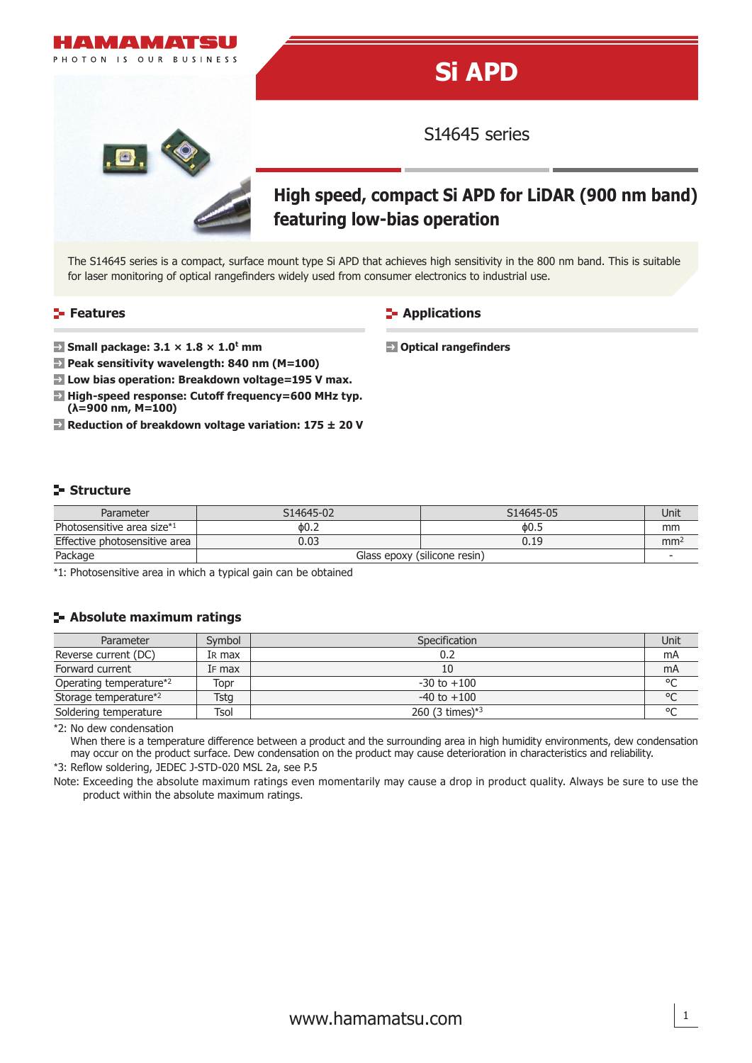HAMAMATSU

PHOTON IS OUR BUSINESS

# Si APD

S14645 series

## High speed, compact Si APD for LiDAR (900 nm band) featuring low-bias operation

The S14645 series is a compact, surface mount type Si APD that achieves high sensitivity in the 800 nm band. This is suitable for laser monitoring of optical rangefinders widely used from consumer electronics to industrial use.

### Features

- **Small package: 3.1 × 1.8 × 1.0t mm**
- **Peak sensitivity wavelength: 840 nm (M=100)**
- **Low bias operation: Breakdown voltage=195 V max.**
- **High-speed response: Cutoff frequency=600 MHz typ. (λ=900 nm, M=100)**
- **Reduction of breakdown voltage variation: 175 ± 20 V**

### Applications

- **Optical rangefinders**

### Structure

| Parameter | S14645-02 | S14645-05 | Unit |
|---|---|---|---|
| Photosensitive area size*1 | ϕ0.2 | ϕ0.5 | mm |
| Effective photosensitive area | 0.03 | 0.19 | $mm^2$ |
| Package | Glass epoxy (silicone resin) | | - |

*1: Photosensitive area in which a typical gain can be obtained

### Absolute maximum ratings

| Parameter | Symbol | Specification | Unit |
|---|---|---|---|
| Reverse current (DC) | IR max | 0.2 | mA |
| Forward current | IF max | 10 | mA |
| Operating temperature*2 | Topr | -30 to +100 | °C |
| Storage temperature*2 | Tstg | -40 to +100 | °C |
| Soldering temperature | Tsol | 260 (3 times)*3 | °C |

*2: No dew condensation
When there is a temperature difference between a product and the surrounding area in high humidity environments, dew condensation may occur on the product surface. Dew condensation on the product may cause deterioration in characteristics and reliability.

*3: Reflow soldering, JEDEC J-STD-020 MSL 2a, see P.5

Note: Exceeding the absolute maximum ratings even momentarily may cause a drop in product quality. Always be sure to use the product within the absolute maximum ratings.

www.hamamatsu.com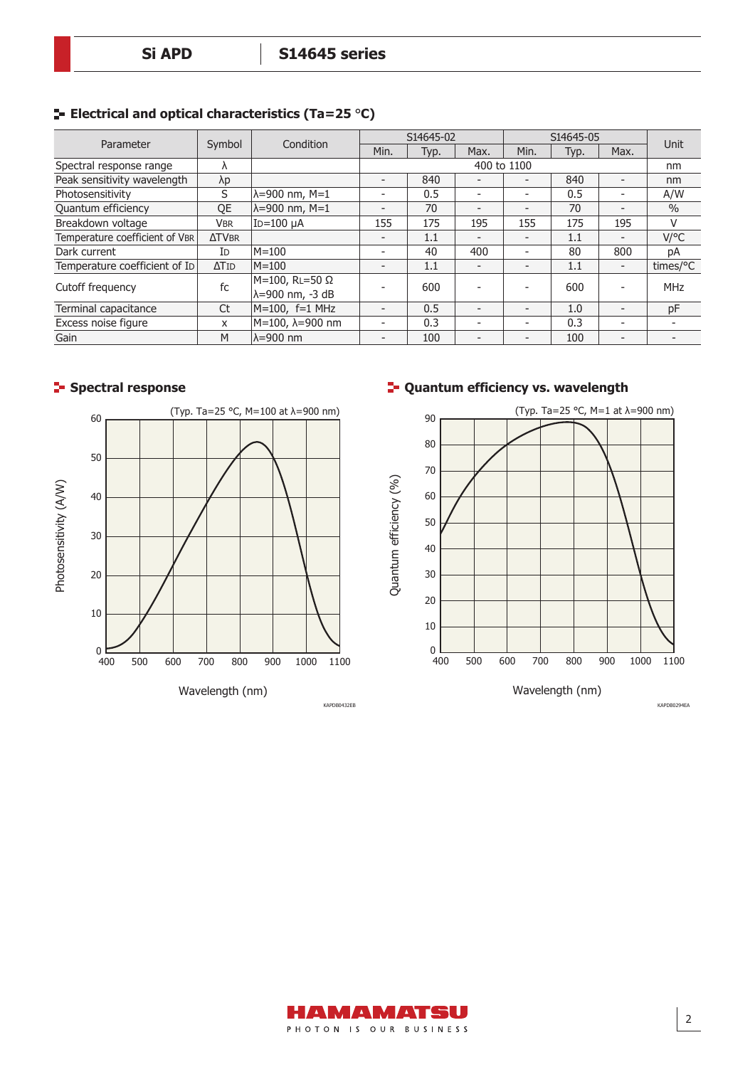## Electrical and optical characteristics (Ta=25 °C)

| Parameter | Symbol | Condition | S14645-02 | | | S14645-05 | | | Unit |
|---|---|---|---|---|---|---|---|---|---|
| | | | Min. | Typ. | Max. | Min. | Typ. | Max. | |
| Spectral response range | λ | | 400 to 1100 | | | | | | nm |
| Peak sensitivity wavelength | λp | | - | 840 | - | - | 840 | - | nm |
| Photosensitivity | S | λ=900 nm, M=1 | - | 0.5 | - | - | 0.5 | - | A/W |
| Quantum efficiency | QE | λ=900 nm, M=1 | - | 70 | - | - | 70 | - | % |
| Breakdown voltage | $V_{BR}$ | $I_D$=100 µA | 155 | 175 | 195 | 155 | 175 | 195 | V |
| Temperature coefficient of $V_{BR}$ | $\Delta TV_{BR}$ | | - | 1.1 | - | - | 1.1 | - | V/°C |
| Dark current | $I_D$ | M=100 | - | 40 | 400 | - | 80 | 800 | pA |
| Temperature coefficient of $I_D$ | $\Delta T_{ID}$ | M=100 | - | 1.1 | - | - | 1.1 | - | times/°C |
| Cutoff frequency | fc | M=100, $R_L$=50 Ω λ=900 nm, -3 dB | - | 600 | - | - | 600 | - | MHz |
| Terminal capacitance | Ct | M=100, f=1 MHz | - | 0.5 | - | - | 1.0 | - | pF |
| Excess noise figure | x | M=100, λ=900 nm | - | 0.3 | - | - | 0.3 | - | - |
| Gain | M | λ=900 nm | - | 100 | - | - | 100 | - | - |

## Spectral response

(Typ. Ta=25 °C, M=100 at λ=900 nm)

KAPDB0432EB

## Quantum efficiency vs. wavelength

(Typ. Ta=25 °C, M=1 at λ=900 nm)

KAPDB0294EA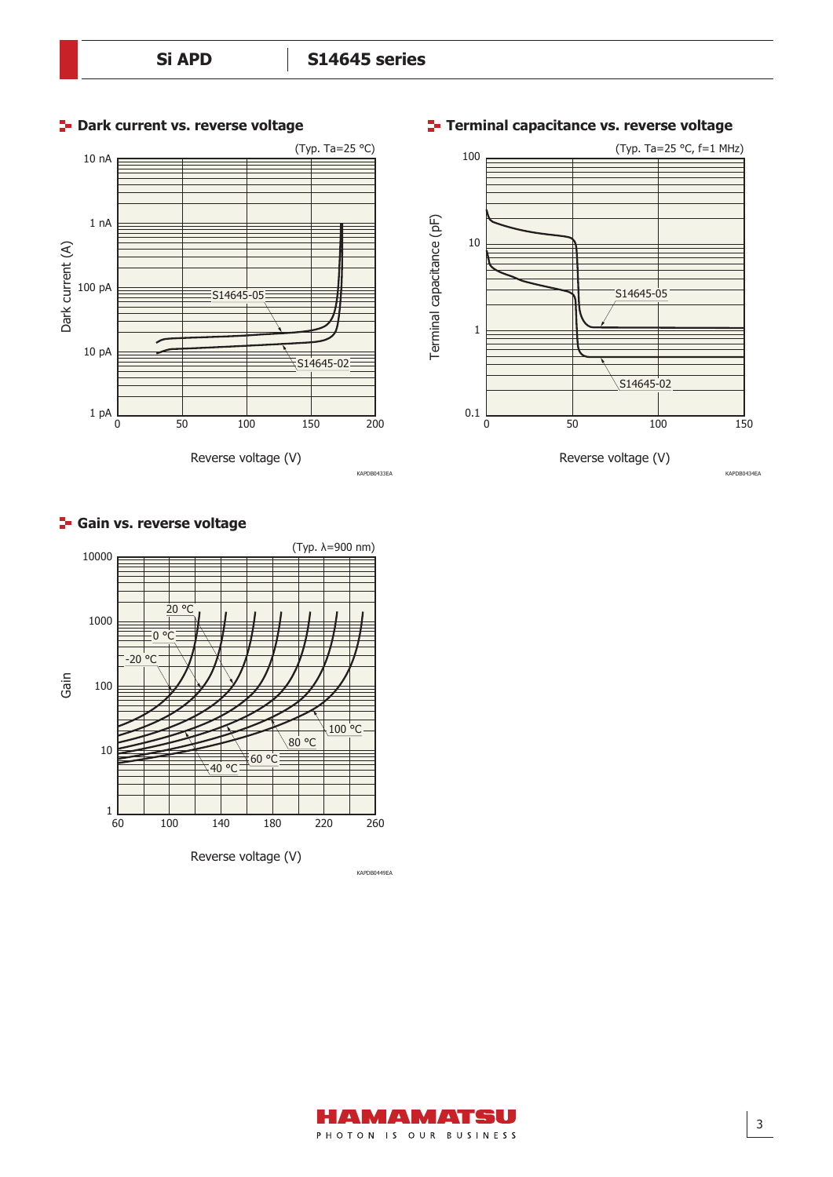## Dark current vs. reverse voltage

(Typ. Ta=25 °C)

Dark current (A): 10 nA, 1 nA, 100 pA, 10 pA, 1 pA

Reverse voltage (V): 0, 50, 100, 150, 200

S14645-05

S14645-02

KAPDB0433EA

## Terminal capacitance vs. reverse voltage

(Typ. Ta=25 °C, f=1 MHz)

Terminal capacitance (pF): 100, 10, 1, 0.1

Reverse voltage (V): 0, 50, 100, 150

S14645-05

S14645-02

KAPDB0434EA

## Gain vs. reverse voltage

(Typ. λ=900 nm)

Gain: 10000, 1000, 100, 10, 1

Reverse voltage (V): 60, 100, 140, 180, 220, 260

-20 °C, 0 °C, 20 °C, 40 °C, 60 °C, 80 °C, 100 °C

KAPDB0449EA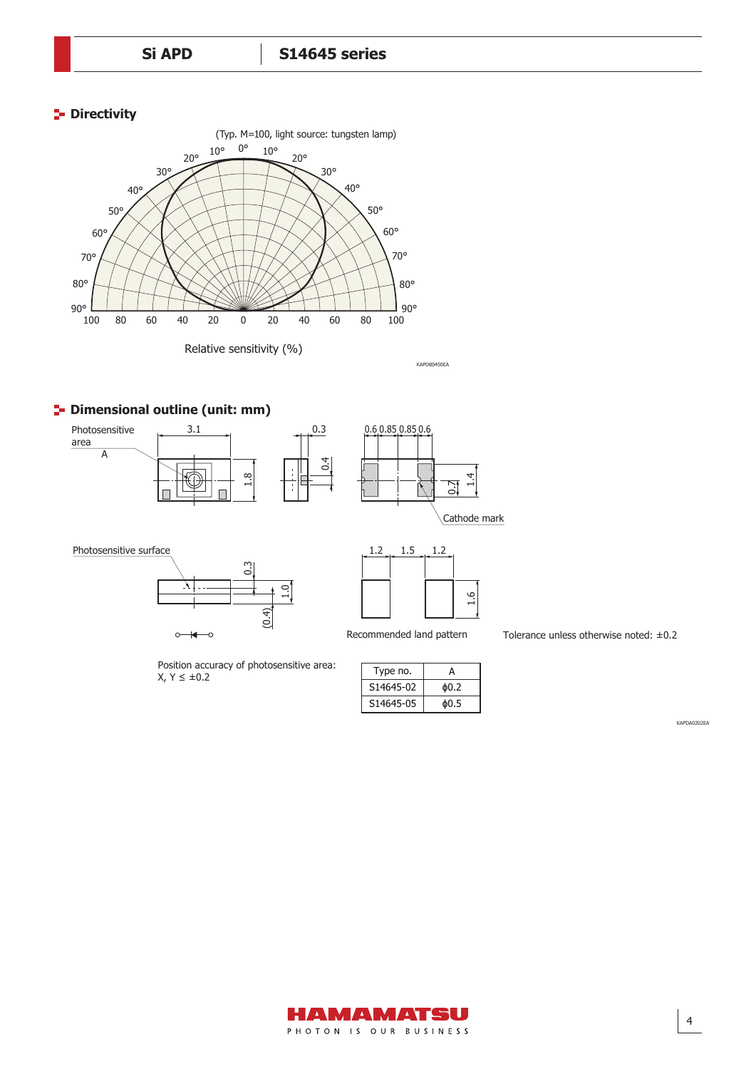## Directivity

(Typ. M=100, light source: tungsten lamp)

Relative sensitivity (%)

KAPDB0450EA

## Dimensional outline (unit: mm)

Photosensitive area A

Cathode mark

Photosensitive surface

Recommended land pattern

Tolerance unless otherwise noted: ±0.2

Position accuracy of photosensitive area:
X, Y ≤ ±0.2

| Type no. | A |
|---|---|
| S14645-02 | ϕ0.2 |
| S14645-05 | ϕ0.5 |

KAPDA0202EA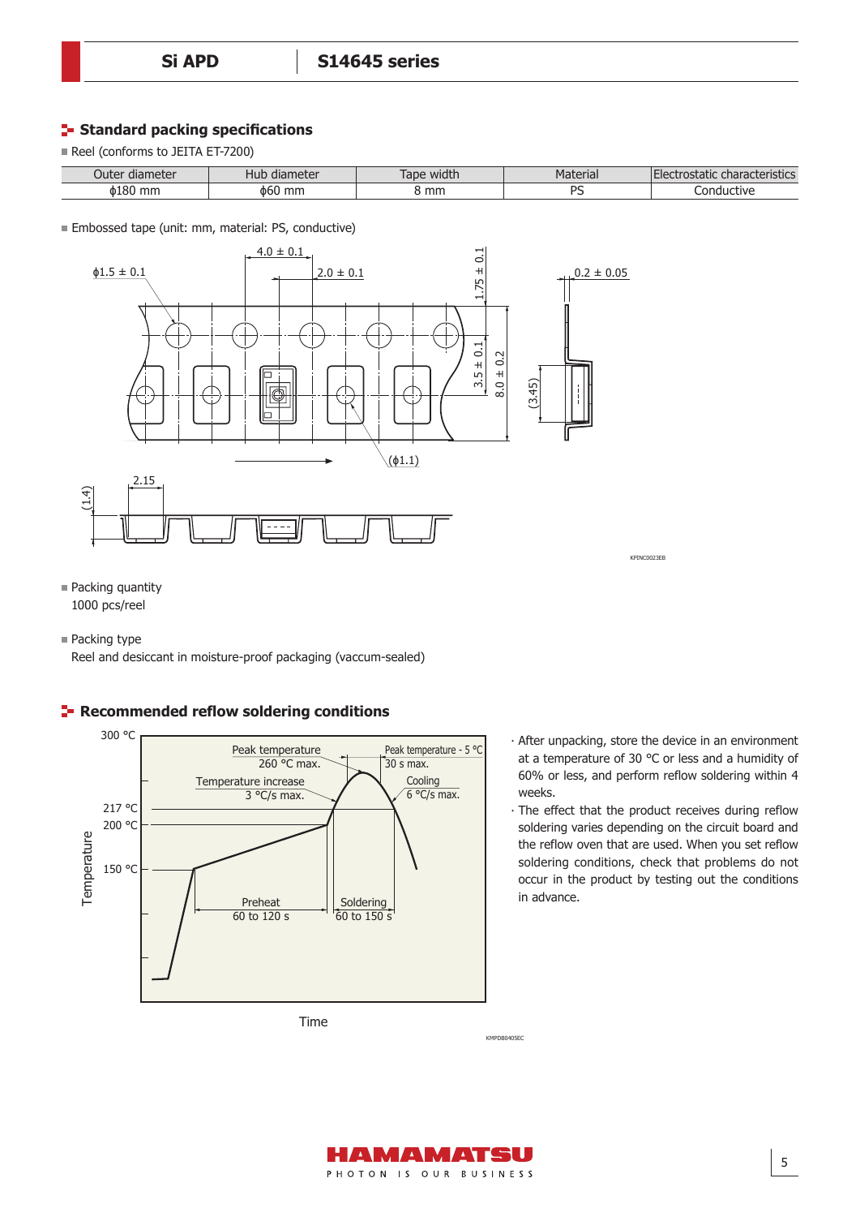## Standard packing specifications

■ Reel (conforms to JEITA ET-7200)

| Outer diameter | Hub diameter | Tape width | Material | Electrostatic characteristics |
|---|---|---|---|---|
| ϕ180 mm | ϕ60 mm | 8 mm | PS | Conductive |

■ Embossed tape (unit: mm, material: PS, conductive)

KPINC0023EB

■ Packing quantity

1000 pcs/reel

■ Packing type

Reel and desiccant in moisture-proof packaging (vaccum-sealed)

## Recommended reflow soldering conditions

KMPDB0405EC

· After unpacking, store the device in an environment at a temperature of 30 °C or less and a humidity of 60% or less, and perform reflow soldering within 4 weeks.

· The effect that the product receives during reflow soldering varies depending on the circuit board and the reflow oven that are used. When you set reflow soldering conditions, check that problems do not occur in the product by testing out the conditions in advance.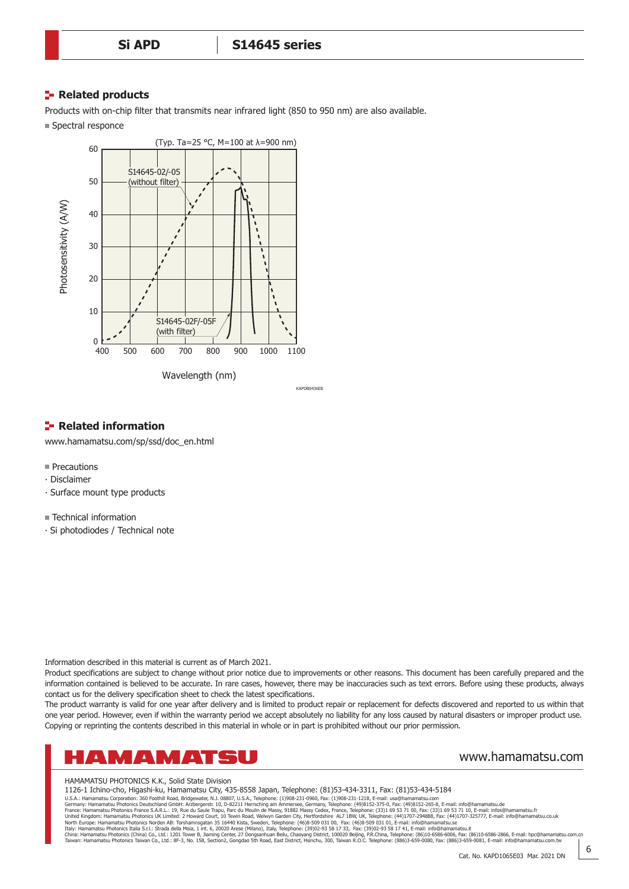## Related products

Products with on-chip filter that transmits near infrared light (850 to 950 nm) are also available.

■ Spectral responce

(Typ. Ta=25 °C, M=100 at λ=900 nm)

Photosensitivity (A/W)

60
50
40
30
20
10
0

400 500 600 700 800 900 1000 1100

Wavelength (nm)

S14645-02/-05
(without filter)

S14645-02F/-05F
(with filter)

KAPDB0436EB

## Related information

www.hamamatsu.com/sp/ssd/doc_en.html

■ Precautions
· Disclaimer
· Surface mount type products

■ Technical information
· Si photodiodes / Technical note

Information described in this material is current as of March 2021.

Product specifications are subject to change without prior notice due to improvements or other reasons. This document has been carefully prepared and the information contained is believed to be accurate. In rare cases, however, there may be inaccuracies such as text errors. Before using these products, always contact us for the delivery specification sheet to check the latest specifications.

The product warranty is valid for one year after delivery and is limited to product repair or replacement for defects discovered and reported to us within that one year period. However, even if within the warranty period we accept absolutely no liability for any loss caused by natural disasters or improper product use. Copying or reprinting the contents described in this material in whole or in part is prohibited without our prior permission.

**HAMAMATSU**

www.hamamatsu.com

HAMAMATSU PHOTONICS K.K., Solid State Division
1126-1 Ichino-cho, Higashi-ku, Hamamatsu City, 435-8558 Japan, Telephone: (81)53-434-3311, Fax: (81)53-434-5184
U.S.A.: Hamamatsu Corporation: 360 Foothill Road, Bridgewater, N.J. 08807, U.S.A., Telephone: (1)908-231-0960, Fax: (1)908-231-1218, E-mail: usa@hamamatsu.com
Germany: Hamamatsu Photonics Deutschland GmbH: Arzbergerstr. 10, D-82211 Herrsching am Ammersee, Germany, Telephone: (49)8152-375-0, Fax: (49)8152-265-8, E-mail: info@hamamatsu.de
France: Hamamatsu Photonics France S.A.R.L.: 19, Rue du Saule Trapu, Parc du Moulin de Massy, 91882 Massy Cedex, France, Telephone: (33)1 69 53 71 00, Fax: (33)1 69 53 71 10, E-mail: infos@hamamatsu.fr
United Kingdom: Hamamatsu Photonics UK Limited: 2 Howard Court, 10 Tewin Road, Welwyn Garden City, Hertfordshire AL7 1BW, UK, Telephone: (44)1707-294888, Fax: (44)1707-325777, E-mail: info@hamamatsu.co.uk
North Europe: Hamamatsu Photonics Norden AB: Torshamnsgatan 35 16440 Kista, Sweden, Telephone: (46)8-509 031 00, Fax: (46)8-509 031 01, E-mail: info@hamamatsu.se
Italy: Hamamatsu Photonics Italia S.r.l.: Strada della Moia, 1 int. 6, 20020 Arese (Milano), Italy, Telephone: (39)02-93 58 17 33, Fax: (39)02-93 58 17 41, E-mail: info@hamamatsu.it
China: Hamamatsu Photonics (China) Co., Ltd.: 1201 Tower B, Jiaming Center, 27 Dongsanhuan Beilu, Chaoyang District, 100020 Beijing, P.R.China, Telephone: (86)10-6586-6006, Fax: (86)10-6586-2866, E-mail: hpc@hamamatsu.com.cn
Taiwan: Hamamatsu Photonics Taiwan Co., Ltd.: 8F-3, No. 158, Section2, Gongdao 5th Road, East District, Hsinchu, 300, Taiwan R.O.C. Telephone: (886)3-659-0080, Fax: (886)3-659-0081, E-mail: info@hamamatsu.com.tw

Cat. No. KAPD1065E03 Mar. 2021 DN